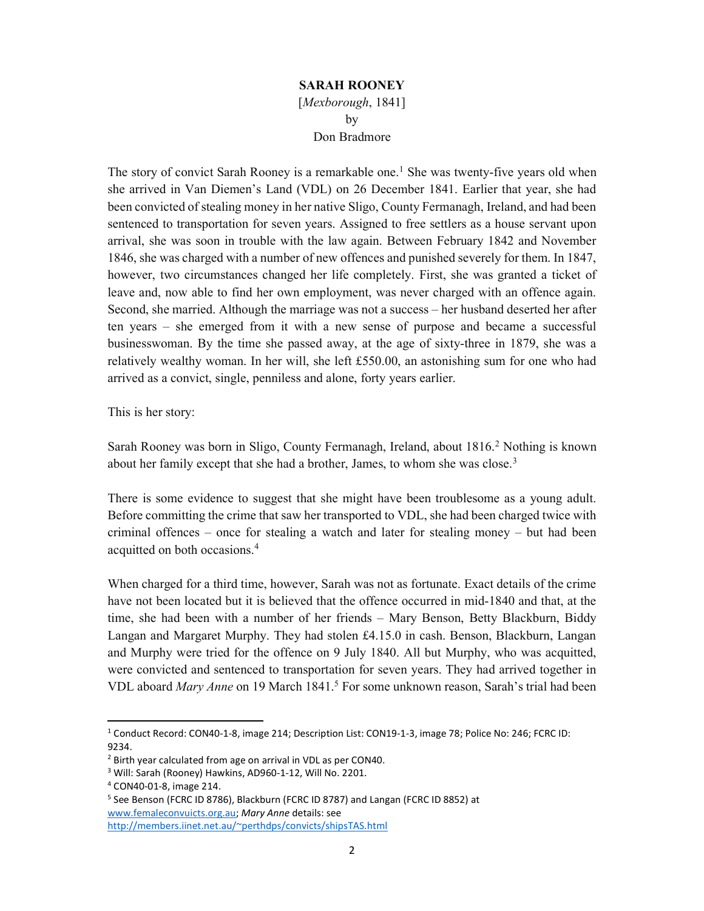# SARAH ROONEY

[*Mexborough*, 1841]

by

Don Bradmore

The story of convict Sarah Rooney is a remarkable one.[1] She was twenty-five years old when she arrived in Van Diemen's Land (VDL) on 26 December 1841. Earlier that year, she had been convicted of stealing money in her native Sligo, County Fermanagh, Ireland, and had been sentenced to transportation for seven years. Assigned to free settlers as a house servant upon arrival, she was soon in trouble with the law again. Between February 1842 and November 1846, she was charged with a number of new offences and punished severely for them. In 1847, however, two circumstances changed her life completely. First, she was granted a ticket of leave and, now able to find her own employment, was never charged with an offence again. Second, she married. Although the marriage was not a success – her husband deserted her after ten years – she emerged from it with a new sense of purpose and became a successful businesswoman. By the time she passed away, at the age of sixty-three in 1879, she was a relatively wealthy woman. In her will, she left £550.00, an astonishing sum for one who had arrived as a convict, single, penniless and alone, forty years earlier.

This is her story:

Sarah Rooney was born in Sligo, County Fermanagh, Ireland, about 1816.[2] Nothing is known about her family except that she had a brother, James, to whom she was close.[3]

There is some evidence to suggest that she might have been troublesome as a young adult. Before committing the crime that saw her transported to VDL, she had been charged twice with criminal offences – once for stealing a watch and later for stealing money – but had been acquitted on both occasions.[4]

When charged for a third time, however, Sarah was not as fortunate. Exact details of the crime have not been located but it is believed that the offence occurred in mid-1840 and that, at the time, she had been with a number of her friends – Mary Benson, Betty Blackburn, Biddy Langan and Margaret Murphy. They had stolen £4.15.0 in cash. Benson, Blackburn, Langan and Murphy were tried for the offence on 9 July 1840. All but Murphy, who was acquitted, were convicted and sentenced to transportation for seven years. They had arrived together in VDL aboard *Mary Anne* on 19 March 1841.[5] For some unknown reason, Sarah's trial had been

---

[1] Conduct Record: CON40-1-8, image 214; Description List: CON19-1-3, image 78; Police No: 246; FCRC ID: 9234.

[2] Birth year calculated from age on arrival in VDL as per CON40.

[3] Will: Sarah (Rooney) Hawkins, AD960-1-12, Will No. 2201.

[4] CON40-01-8, image 214.

[5] See Benson (FCRC ID 8786), Blackburn (FCRC ID 8787) and Langan (FCRC ID 8852) at www.femaleconvuicts.org.au; *Mary Anne* details: see http://members.iinet.net.au/~perthdps/convicts/shipsTAS.html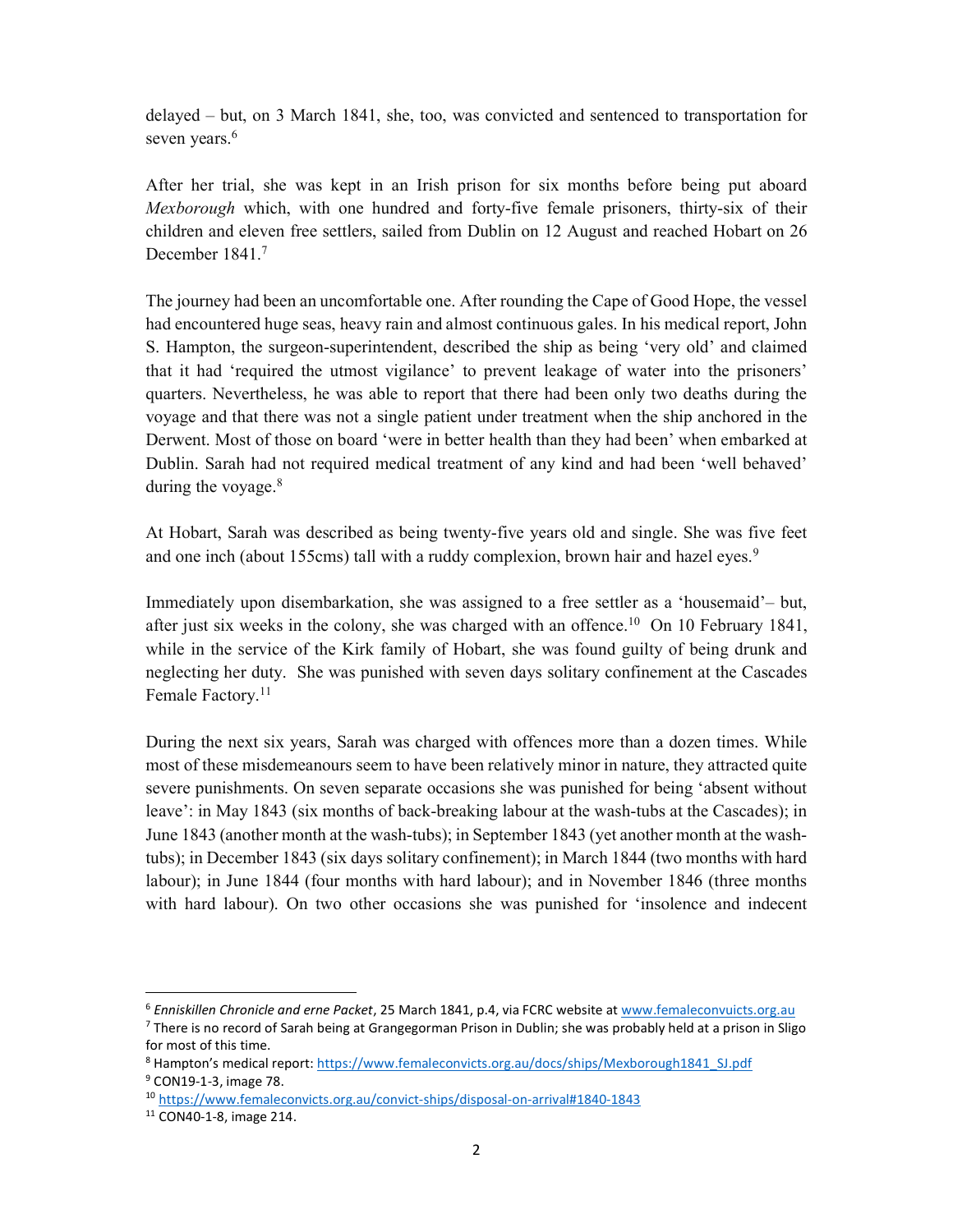delayed – but, on 3 March 1841, she, too, was convicted and sentenced to transportation for seven years.[6]

After her trial, she was kept in an Irish prison for six months before being put aboard *Mexborough* which, with one hundred and forty-five female prisoners, thirty-six of their children and eleven free settlers, sailed from Dublin on 12 August and reached Hobart on 26 December 1841.[7]

The journey had been an uncomfortable one. After rounding the Cape of Good Hope, the vessel had encountered huge seas, heavy rain and almost continuous gales. In his medical report, John S. Hampton, the surgeon-superintendent, described the ship as being 'very old' and claimed that it had 'required the utmost vigilance' to prevent leakage of water into the prisoners' quarters. Nevertheless, he was able to report that there had been only two deaths during the voyage and that there was not a single patient under treatment when the ship anchored in the Derwent. Most of those on board 'were in better health than they had been' when embarked at Dublin. Sarah had not required medical treatment of any kind and had been 'well behaved' during the voyage.[8]

At Hobart, Sarah was described as being twenty-five years old and single. She was five feet and one inch (about 155cms) tall with a ruddy complexion, brown hair and hazel eyes.[9]

Immediately upon disembarkation, she was assigned to a free settler as a 'housemaid'– but, after just six weeks in the colony, she was charged with an offence.[10] On 10 February 1841, while in the service of the Kirk family of Hobart, she was found guilty of being drunk and neglecting her duty. She was punished with seven days solitary confinement at the Cascades Female Factory.[11]

During the next six years, Sarah was charged with offences more than a dozen times. While most of these misdemeanours seem to have been relatively minor in nature, they attracted quite severe punishments. On seven separate occasions she was punished for being 'absent without leave': in May 1843 (six months of back-breaking labour at the wash-tubs at the Cascades); in June 1843 (another month at the wash-tubs); in September 1843 (yet another month at the wash-tubs); in December 1843 (six days solitary confinement); in March 1844 (two months with hard labour); in June 1844 (four months with hard labour); and in November 1846 (three months with hard labour). On two other occasions she was punished for 'insolence and indecent

---

[6] *Enniskillen Chronicle and erne Packet*, 25 March 1841, p.4, via FCRC website at www.femaleconvuicts.org.au

[7] There is no record of Sarah being at Grangegorman Prison in Dublin; she was probably held at a prison in Sligo for most of this time.

[8] Hampton's medical report: https://www.femaleconvicts.org.au/docs/ships/Mexborough1841_SJ.pdf

[9] CON19-1-3, image 78.

[10] https://www.femaleconvicts.org.au/convict-ships/disposal-on-arrival#1840-1843

[11] CON40-1-8, image 214.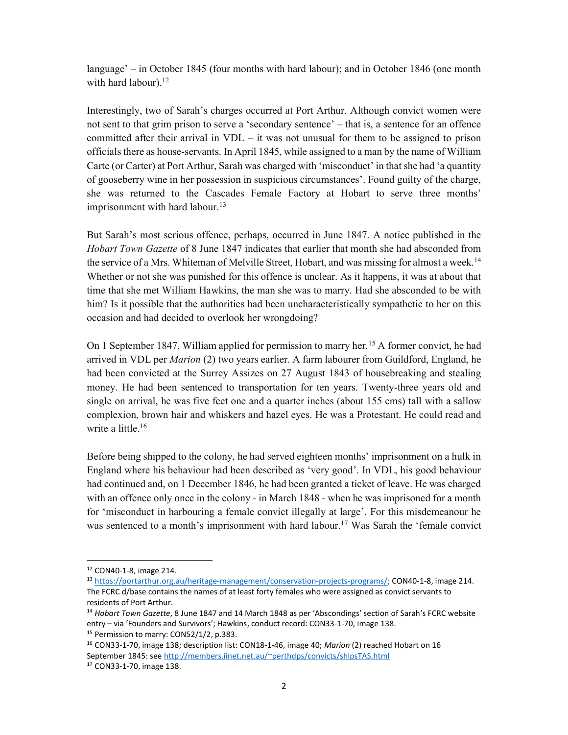language' – in October 1845 (four months with hard labour); and in October 1846 (one month with hard labour).[12]

Interestingly, two of Sarah's charges occurred at Port Arthur. Although convict women were not sent to that grim prison to serve a 'secondary sentence' – that is, a sentence for an offence committed after their arrival in VDL – it was not unusual for them to be assigned to prison officials there as house-servants. In April 1845, while assigned to a man by the name of William Carte (or Carter) at Port Arthur, Sarah was charged with 'misconduct' in that she had 'a quantity of gooseberry wine in her possession in suspicious circumstances'. Found guilty of the charge, she was returned to the Cascades Female Factory at Hobart to serve three months' imprisonment with hard labour.[13]

But Sarah's most serious offence, perhaps, occurred in June 1847. A notice published in the *Hobart Town Gazette* of 8 June 1847 indicates that earlier that month she had absconded from the service of a Mrs. Whiteman of Melville Street, Hobart, and was missing for almost a week.[14] Whether or not she was punished for this offence is unclear. As it happens, it was at about that time that she met William Hawkins, the man she was to marry. Had she absconded to be with him? Is it possible that the authorities had been uncharacteristically sympathetic to her on this occasion and had decided to overlook her wrongdoing?

On 1 September 1847, William applied for permission to marry her.[15] A former convict, he had arrived in VDL per *Marion* (2) two years earlier. A farm labourer from Guildford, England, he had been convicted at the Surrey Assizes on 27 August 1843 of housebreaking and stealing money. He had been sentenced to transportation for ten years. Twenty-three years old and single on arrival, he was five feet one and a quarter inches (about 155 cms) tall with a sallow complexion, brown hair and whiskers and hazel eyes. He was a Protestant. He could read and write a little.[16]

Before being shipped to the colony, he had served eighteen months' imprisonment on a hulk in England where his behaviour had been described as 'very good'. In VDL, his good behaviour had continued and, on 1 December 1846, he had been granted a ticket of leave. He was charged with an offence only once in the colony - in March 1848 - when he was imprisoned for a month for 'misconduct in harbouring a female convict illegally at large'. For this misdemeanour he was sentenced to a month's imprisonment with hard labour.[17] Was Sarah the 'female convict

---

[12] CON40-1-8, image 214.

[13] https://portarthur.org.au/heritage-management/conservation-projects-programs/; CON40-1-8, image 214. The FCRC d/base contains the names of at least forty females who were assigned as convict servants to residents of Port Arthur.

[14] *Hobart Town Gazette*, 8 June 1847 and 14 March 1848 as per 'Abscondings' section of Sarah's FCRC website entry – via 'Founders and Survivors'; Hawkins, conduct record: CON33-1-70, image 138.

[15] Permission to marry: CON52/1/2, p.383.

[16] CON33-1-70, image 138; description list: CON18-1-46, image 40; *Marion* (2) reached Hobart on 16 September 1845: see http://members.iinet.net.au/~perthdps/convicts/shipsTAS.html

[17] CON33-1-70, image 138.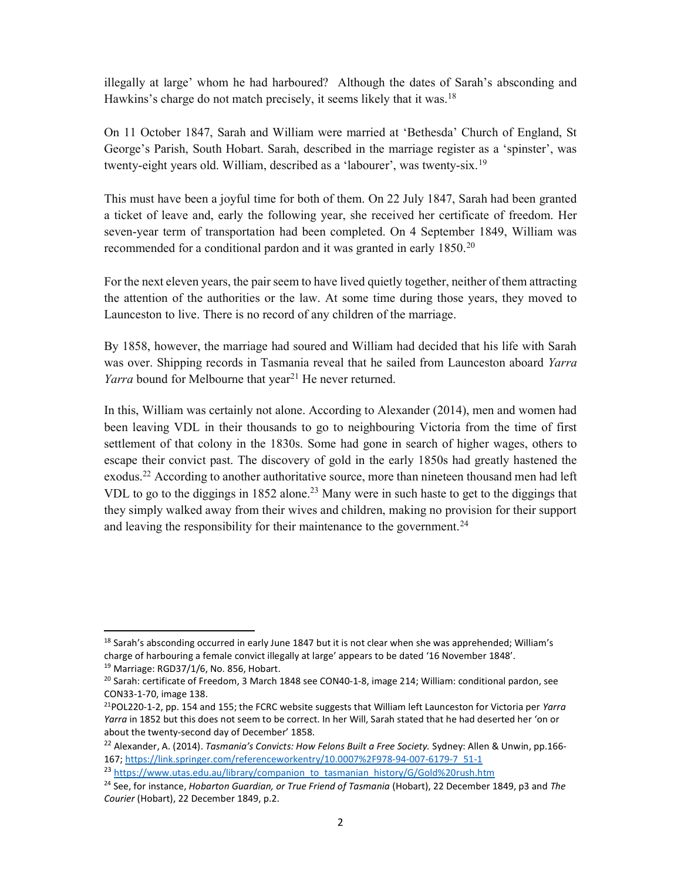illegally at large' whom he had harboured? Although the dates of Sarah's absconding and Hawkins's charge do not match precisely, it seems likely that it was.[18]

On 11 October 1847, Sarah and William were married at 'Bethesda' Church of England, St George's Parish, South Hobart. Sarah, described in the marriage register as a 'spinster', was twenty-eight years old. William, described as a 'labourer', was twenty-six.[19]

This must have been a joyful time for both of them. On 22 July 1847, Sarah had been granted a ticket of leave and, early the following year, she received her certificate of freedom. Her seven-year term of transportation had been completed. On 4 September 1849, William was recommended for a conditional pardon and it was granted in early 1850.[20]

For the next eleven years, the pair seem to have lived quietly together, neither of them attracting the attention of the authorities or the law. At some time during those years, they moved to Launceston to live. There is no record of any children of the marriage.

By 1858, however, the marriage had soured and William had decided that his life with Sarah was over. Shipping records in Tasmania reveal that he sailed from Launceston aboard *Yarra Yarra* bound for Melbourne that year[21] He never returned.

In this, William was certainly not alone. According to Alexander (2014), men and women had been leaving VDL in their thousands to go to neighbouring Victoria from the time of first settlement of that colony in the 1830s. Some had gone in search of higher wages, others to escape their convict past. The discovery of gold in the early 1850s had greatly hastened the exodus.[22] According to another authoritative source, more than nineteen thousand men had left VDL to go to the diggings in 1852 alone.[23] Many were in such haste to get to the diggings that they simply walked away from their wives and children, making no provision for their support and leaving the responsibility for their maintenance to the government.[24]

---

[18] Sarah's absconding occurred in early June 1847 but it is not clear when she was apprehended; William's charge of harbouring a female convict illegally at large' appears to be dated '16 November 1848'.

[19] Marriage: RGD37/1/6, No. 856, Hobart.

[20] Sarah: certificate of Freedom, 3 March 1848 see CON40-1-8, image 214; William: conditional pardon, see CON33-1-70, image 138.

[21] POL220-1-2, pp. 154 and 155; the FCRC website suggests that William left Launceston for Victoria per *Yarra Yarra* in 1852 but this does not seem to be correct. In her Will, Sarah stated that he had deserted her 'on or about the twenty-second day of December' 1858.

[22] Alexander, A. (2014). *Tasmania's Convicts: How Felons Built a Free Society.* Sydney: Allen & Unwin, pp.166-167; https://link.springer.com/referenceworkentry/10.0007%2F978-94-007-6179-7_51-1

[23] https://www.utas.edu.au/library/companion_to_tasmanian_history/G/Gold%20rush.htm

[24] See, for instance, *Hobarton Guardian, or True Friend of Tasmania* (Hobart), 22 December 1849, p3 and *The Courier* (Hobart), 22 December 1849, p.2.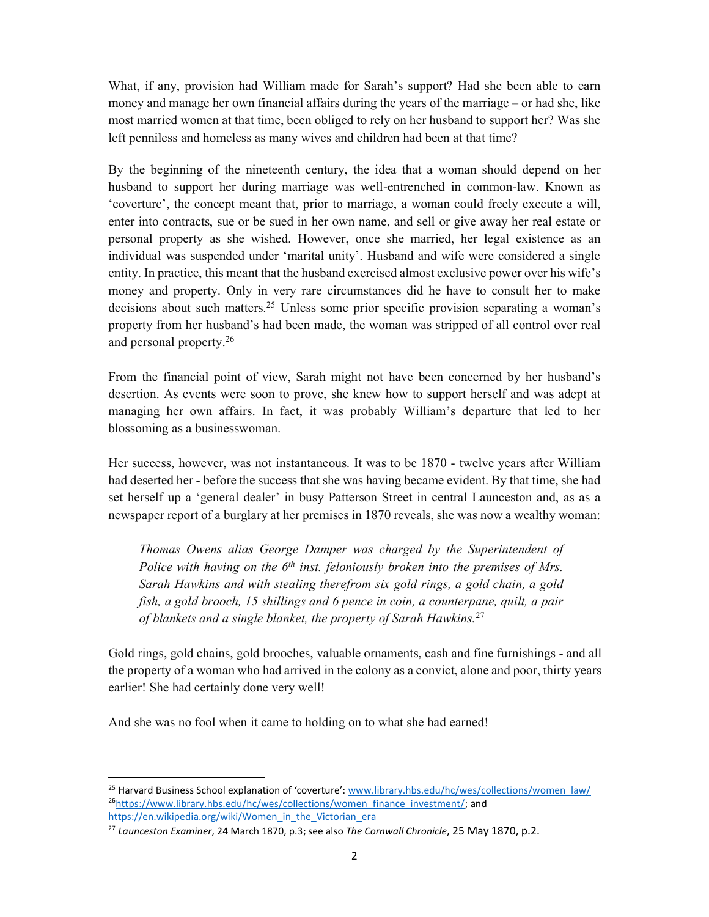What, if any, provision had William made for Sarah's support? Had she been able to earn money and manage her own financial affairs during the years of the marriage – or had she, like most married women at that time, been obliged to rely on her husband to support her? Was she left penniless and homeless as many wives and children had been at that time?

By the beginning of the nineteenth century, the idea that a woman should depend on her husband to support her during marriage was well-entrenched in common-law. Known as 'coverture', the concept meant that, prior to marriage, a woman could freely execute a will, enter into contracts, sue or be sued in her own name, and sell or give away her real estate or personal property as she wished. However, once she married, her legal existence as an individual was suspended under 'marital unity'. Husband and wife were considered a single entity. In practice, this meant that the husband exercised almost exclusive power over his wife's money and property. Only in very rare circumstances did he have to consult her to make decisions about such matters.[25] Unless some prior specific provision separating a woman's property from her husband's had been made, the woman was stripped of all control over real and personal property.[26]

From the financial point of view, Sarah might not have been concerned by her husband's desertion. As events were soon to prove, she knew how to support herself and was adept at managing her own affairs. In fact, it was probably William's departure that led to her blossoming as a businesswoman.

Her success, however, was not instantaneous. It was to be 1870 - twelve years after William had deserted her - before the success that she was having became evident. By that time, she had set herself up a 'general dealer' in busy Patterson Street in central Launceston and, as as a newspaper report of a burglary at her premises in 1870 reveals, she was now a wealthy woman:

> *Thomas Owens alias George Damper was charged by the Superintendent of Police with having on the 6th inst. feloniously broken into the premises of Mrs. Sarah Hawkins and with stealing therefrom six gold rings, a gold chain, a gold fish, a gold brooch, 15 shillings and 6 pence in coin, a counterpane, quilt, a pair of blankets and a single blanket, the property of Sarah Hawkins.*[27]

Gold rings, gold chains, gold brooches, valuable ornaments, cash and fine furnishings - and all the property of a woman who had arrived in the colony as a convict, alone and poor, thirty years earlier! She had certainly done very well!

And she was no fool when it came to holding on to what she had earned!

---

[25] Harvard Business School explanation of 'coverture': www.library.hbs.edu/hc/wes/collections/women_law/

[26] https://www.library.hbs.edu/hc/wes/collections/women_finance_investment/; and https://en.wikipedia.org/wiki/Women_in_the_Victorian_era

[27] *Launceston Examiner*, 24 March 1870, p.3; see also *The Cornwall Chronicle*, 25 May 1870, p.2.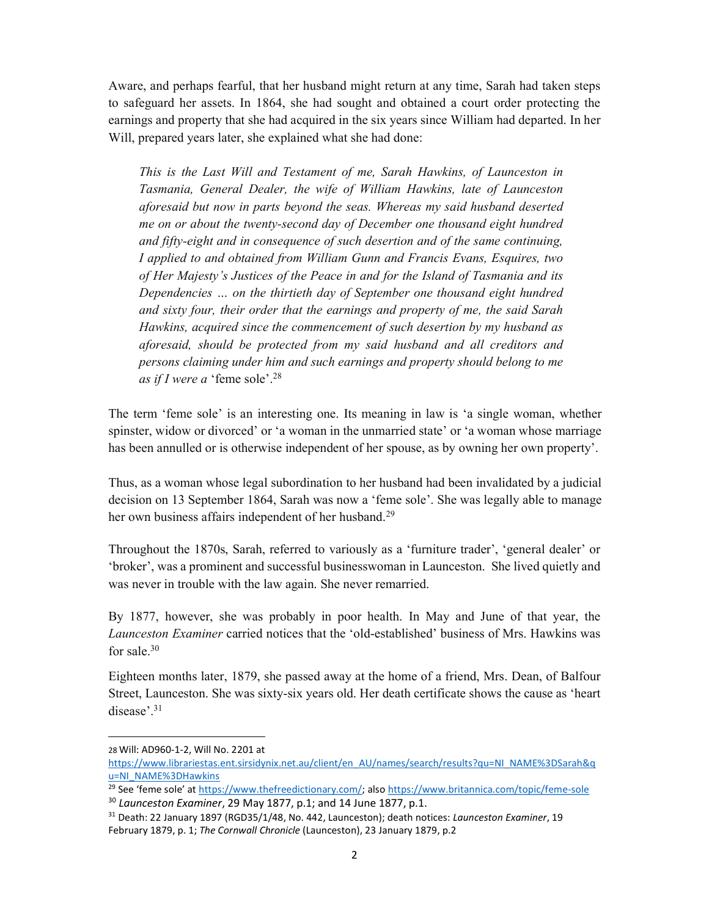Aware, and perhaps fearful, that her husband might return at any time, Sarah had taken steps to safeguard her assets. In 1864, she had sought and obtained a court order protecting the earnings and property that she had acquired in the six years since William had departed. In her Will, prepared years later, she explained what she had done:

> *This is the Last Will and Testament of me, Sarah Hawkins, of Launceston in Tasmania, General Dealer, the wife of William Hawkins, late of Launceston aforesaid but now in parts beyond the seas. Whereas my said husband deserted me on or about the twenty-second day of December one thousand eight hundred and fifty-eight and in consequence of such desertion and of the same continuing, I applied to and obtained from William Gunn and Francis Evans, Esquires, two of Her Majesty's Justices of the Peace in and for the Island of Tasmania and its Dependencies … on the thirtieth day of September one thousand eight hundred and sixty four, their order that the earnings and property of me, the said Sarah Hawkins, acquired since the commencement of such desertion by my husband as aforesaid, should be protected from my said husband and all creditors and persons claiming under him and such earnings and property should belong to me as if I were a* 'feme sole'.[28]

The term 'feme sole' is an interesting one. Its meaning in law is 'a single woman, whether spinster, widow or divorced' or 'a woman in the unmarried state' or 'a woman whose marriage has been annulled or is otherwise independent of her spouse, as by owning her own property'.

Thus, as a woman whose legal subordination to her husband had been invalidated by a judicial decision on 13 September 1864, Sarah was now a 'feme sole'. She was legally able to manage her own business affairs independent of her husband.[29]

Throughout the 1870s, Sarah, referred to variously as a 'furniture trader', 'general dealer' or 'broker', was a prominent and successful businesswoman in Launceston. She lived quietly and was never in trouble with the law again. She never remarried.

By 1877, however, she was probably in poor health. In May and June of that year, the *Launceston Examiner* carried notices that the 'old-established' business of Mrs. Hawkins was for sale.[30]

Eighteen months later, 1879, she passed away at the home of a friend, Mrs. Dean, of Balfour Street, Launceston. She was sixty-six years old. Her death certificate shows the cause as 'heart disease'.[31]

---

28 Will: AD960-1-2, Will No. 2201 at https://www.librariestas.ent.sirsidynix.net.au/client/en_AU/names/search/results?qu=NI_NAME%3DSarah&qu=NI_NAME%3DHawkins

29 See 'feme sole' at https://www.thefreedictionary.com/; also https://www.britannica.com/topic/feme-sole

30 *Launceston Examiner*, 29 May 1877, p.1; and 14 June 1877, p.1.

31 Death: 22 January 1897 (RGD35/1/48, No. 442, Launceston); death notices: *Launceston Examiner*, 19 February 1879, p. 1; *The Cornwall Chronicle* (Launceston), 23 January 1879, p.2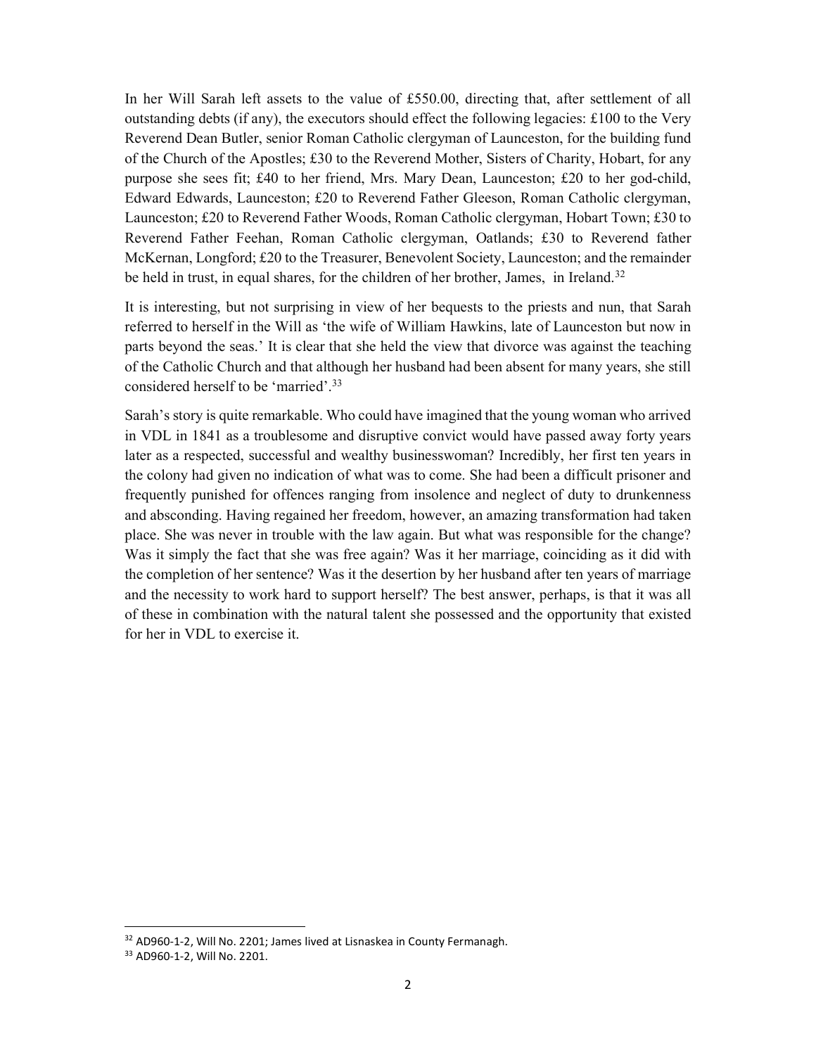In her Will Sarah left assets to the value of £550.00, directing that, after settlement of all outstanding debts (if any), the executors should effect the following legacies: £100 to the Very Reverend Dean Butler, senior Roman Catholic clergyman of Launceston, for the building fund of the Church of the Apostles; £30 to the Reverend Mother, Sisters of Charity, Hobart, for any purpose she sees fit; £40 to her friend, Mrs. Mary Dean, Launceston; £20 to her god-child, Edward Edwards, Launceston; £20 to Reverend Father Gleeson, Roman Catholic clergyman, Launceston; £20 to Reverend Father Woods, Roman Catholic clergyman, Hobart Town; £30 to Reverend Father Feehan, Roman Catholic clergyman, Oatlands; £30 to Reverend father McKernan, Longford; £20 to the Treasurer, Benevolent Society, Launceston; and the remainder be held in trust, in equal shares, for the children of her brother, James, in Ireland.[32]

It is interesting, but not surprising in view of her bequests to the priests and nun, that Sarah referred to herself in the Will as 'the wife of William Hawkins, late of Launceston but now in parts beyond the seas.' It is clear that she held the view that divorce was against the teaching of the Catholic Church and that although her husband had been absent for many years, she still considered herself to be 'married'.[33]

Sarah's story is quite remarkable. Who could have imagined that the young woman who arrived in VDL in 1841 as a troublesome and disruptive convict would have passed away forty years later as a respected, successful and wealthy businesswoman? Incredibly, her first ten years in the colony had given no indication of what was to come. She had been a difficult prisoner and frequently punished for offences ranging from insolence and neglect of duty to drunkenness and absconding. Having regained her freedom, however, an amazing transformation had taken place. She was never in trouble with the law again. But what was responsible for the change? Was it simply the fact that she was free again? Was it her marriage, coinciding as it did with the completion of her sentence? Was it the desertion by her husband after ten years of marriage and the necessity to work hard to support herself? The best answer, perhaps, is that it was all of these in combination with the natural talent she possessed and the opportunity that existed for her in VDL to exercise it.

---

[32] AD960-1-2, Will No. 2201; James lived at Lisnaskea in County Fermanagh.

[33] AD960-1-2, Will No. 2201.